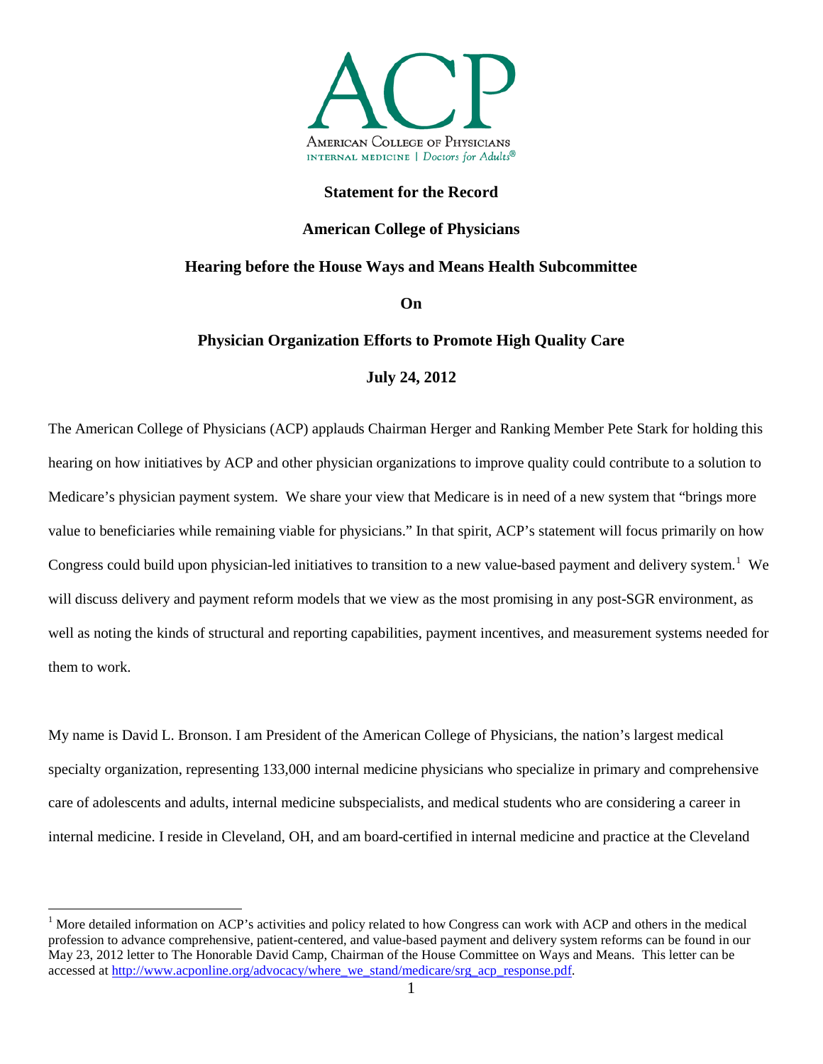ACP

AMERICAN COLLEGE OF PHYSICIANS
INTERNAL MEDICINE | *Doctors for Adults®*

**Statement for the Record**

**American College of Physicians**

**Hearing before the House Ways and Means Health Subcommittee**

**On**

**Physician Organization Efforts to Promote High Quality Care**

**July 24, 2012**

The American College of Physicians (ACP) applauds Chairman Herger and Ranking Member Pete Stark for holding this hearing on how initiatives by ACP and other physician organizations to improve quality could contribute to a solution to Medicare's physician payment system. We share your view that Medicare is in need of a new system that "brings more value to beneficiaries while remaining viable for physicians." In that spirit, ACP's statement will focus primarily on how Congress could build upon physician-led initiatives to transition to a new value-based payment and delivery system.[1] We will discuss delivery and payment reform models that we view as the most promising in any post-SGR environment, as well as noting the kinds of structural and reporting capabilities, payment incentives, and measurement systems needed for them to work.

My name is David L. Bronson. I am President of the American College of Physicians, the nation's largest medical specialty organization, representing 133,000 internal medicine physicians who specialize in primary and comprehensive care of adolescents and adults, internal medicine subspecialists, and medical students who are considering a career in internal medicine. I reside in Cleveland, OH, and am board-certified in internal medicine and practice at the Cleveland

---

[1] More detailed information on ACP's activities and policy related to how Congress can work with ACP and others in the medical profession to advance comprehensive, patient-centered, and value-based payment and delivery system reforms can be found in our May 23, 2012 letter to The Honorable David Camp, Chairman of the House Committee on Ways and Means. This letter can be accessed at http://www.acponline.org/advocacy/where_we_stand/medicare/srg_acp_response.pdf.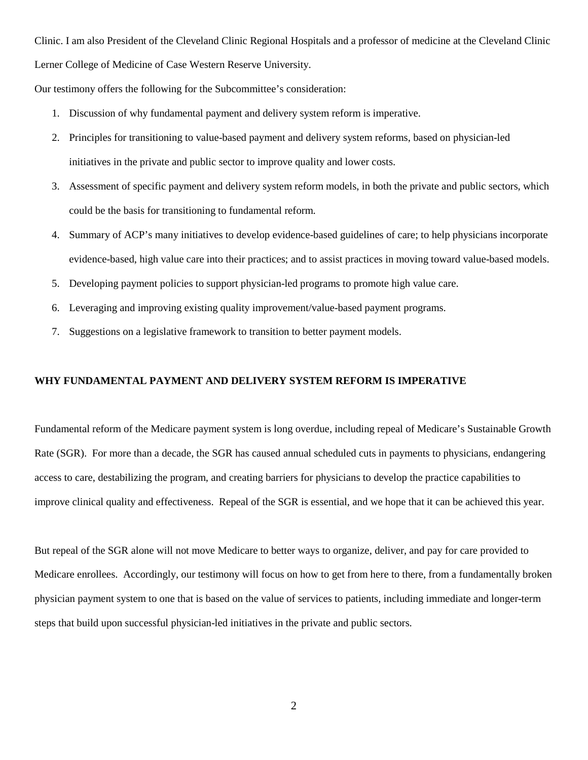Clinic. I am also President of the Cleveland Clinic Regional Hospitals and a professor of medicine at the Cleveland Clinic Lerner College of Medicine of Case Western Reserve University.

Our testimony offers the following for the Subcommittee's consideration:

1. Discussion of why fundamental payment and delivery system reform is imperative.
2. Principles for transitioning to value-based payment and delivery system reforms, based on physician-led initiatives in the private and public sector to improve quality and lower costs.
3. Assessment of specific payment and delivery system reform models, in both the private and public sectors, which could be the basis for transitioning to fundamental reform.
4. Summary of ACP's many initiatives to develop evidence-based guidelines of care; to help physicians incorporate evidence-based, high value care into their practices; and to assist practices in moving toward value-based models.
5. Developing payment policies to support physician-led programs to promote high value care.
6. Leveraging and improving existing quality improvement/value-based payment programs.
7. Suggestions on a legislative framework to transition to better payment models.

**WHY FUNDAMENTAL PAYMENT AND DELIVERY SYSTEM REFORM IS IMPERATIVE**

Fundamental reform of the Medicare payment system is long overdue, including repeal of Medicare's Sustainable Growth Rate (SGR). For more than a decade, the SGR has caused annual scheduled cuts in payments to physicians, endangering access to care, destabilizing the program, and creating barriers for physicians to develop the practice capabilities to improve clinical quality and effectiveness. Repeal of the SGR is essential, and we hope that it can be achieved this year.

But repeal of the SGR alone will not move Medicare to better ways to organize, deliver, and pay for care provided to Medicare enrollees. Accordingly, our testimony will focus on how to get from here to there, from a fundamentally broken physician payment system to one that is based on the value of services to patients, including immediate and longer-term steps that build upon successful physician-led initiatives in the private and public sectors.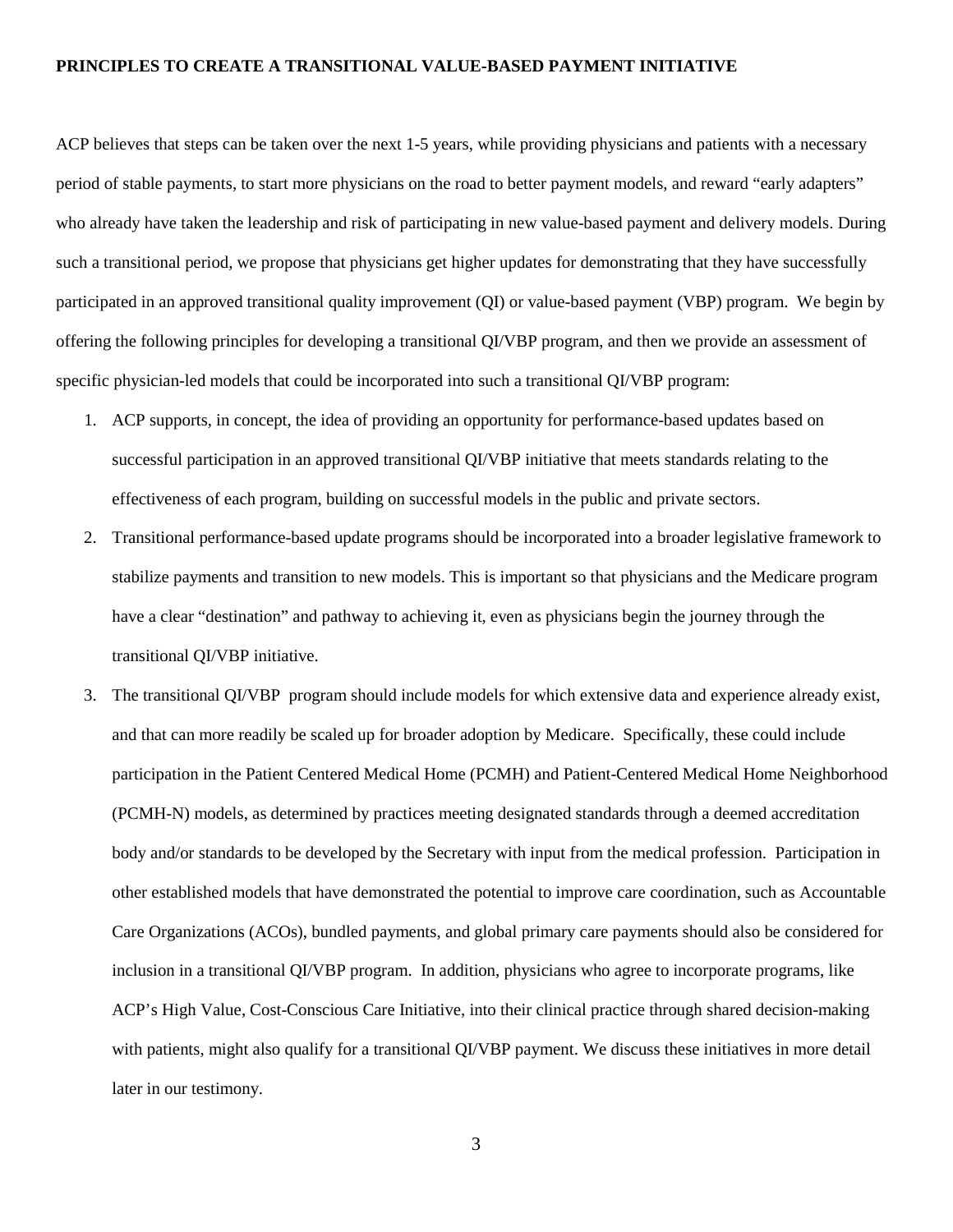**PRINCIPLES TO CREATE A TRANSITIONAL VALUE-BASED PAYMENT INITIATIVE**

ACP believes that steps can be taken over the next 1-5 years, while providing physicians and patients with a necessary period of stable payments, to start more physicians on the road to better payment models, and reward "early adapters" who already have taken the leadership and risk of participating in new value-based payment and delivery models. During such a transitional period, we propose that physicians get higher updates for demonstrating that they have successfully participated in an approved transitional quality improvement (QI) or value-based payment (VBP) program. We begin by offering the following principles for developing a transitional QI/VBP program, and then we provide an assessment of specific physician-led models that could be incorporated into such a transitional QI/VBP program:

1. ACP supports, in concept, the idea of providing an opportunity for performance-based updates based on successful participation in an approved transitional QI/VBP initiative that meets standards relating to the effectiveness of each program, building on successful models in the public and private sectors.
2. Transitional performance-based update programs should be incorporated into a broader legislative framework to stabilize payments and transition to new models. This is important so that physicians and the Medicare program have a clear "destination" and pathway to achieving it, even as physicians begin the journey through the transitional QI/VBP initiative.
3. The transitional QI/VBP program should include models for which extensive data and experience already exist, and that can more readily be scaled up for broader adoption by Medicare. Specifically, these could include participation in the Patient Centered Medical Home (PCMH) and Patient-Centered Medical Home Neighborhood (PCMH-N) models, as determined by practices meeting designated standards through a deemed accreditation body and/or standards to be developed by the Secretary with input from the medical profession. Participation in other established models that have demonstrated the potential to improve care coordination, such as Accountable Care Organizations (ACOs), bundled payments, and global primary care payments should also be considered for inclusion in a transitional QI/VBP program. In addition, physicians who agree to incorporate programs, like ACP's High Value, Cost-Conscious Care Initiative, into their clinical practice through shared decision-making with patients, might also qualify for a transitional QI/VBP payment. We discuss these initiatives in more detail later in our testimony.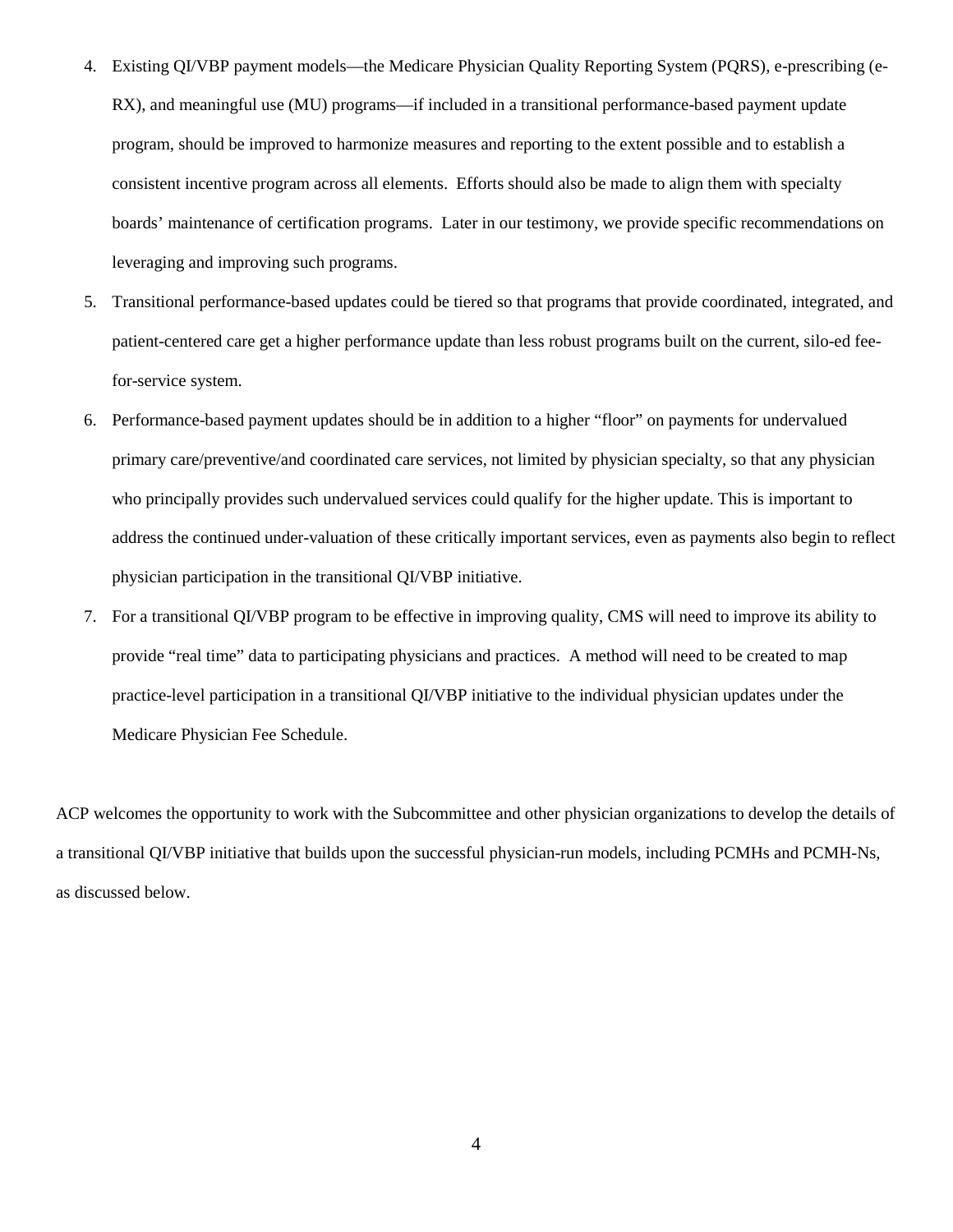4. Existing QI/VBP payment models—the Medicare Physician Quality Reporting System (PQRS), e-prescribing (e-RX), and meaningful use (MU) programs—if included in a transitional performance-based payment update program, should be improved to harmonize measures and reporting to the extent possible and to establish a consistent incentive program across all elements. Efforts should also be made to align them with specialty boards' maintenance of certification programs. Later in our testimony, we provide specific recommendations on leveraging and improving such programs.
5. Transitional performance-based updates could be tiered so that programs that provide coordinated, integrated, and patient-centered care get a higher performance update than less robust programs built on the current, silo-ed fee-for-service system.
6. Performance-based payment updates should be in addition to a higher "floor" on payments for undervalued primary care/preventive/and coordinated care services, not limited by physician specialty, so that any physician who principally provides such undervalued services could qualify for the higher update. This is important to address the continued under-valuation of these critically important services, even as payments also begin to reflect physician participation in the transitional QI/VBP initiative.
7. For a transitional QI/VBP program to be effective in improving quality, CMS will need to improve its ability to provide "real time" data to participating physicians and practices. A method will need to be created to map practice-level participation in a transitional QI/VBP initiative to the individual physician updates under the Medicare Physician Fee Schedule.

ACP welcomes the opportunity to work with the Subcommittee and other physician organizations to develop the details of a transitional QI/VBP initiative that builds upon the successful physician-run models, including PCMHs and PCMH-Ns, as discussed below.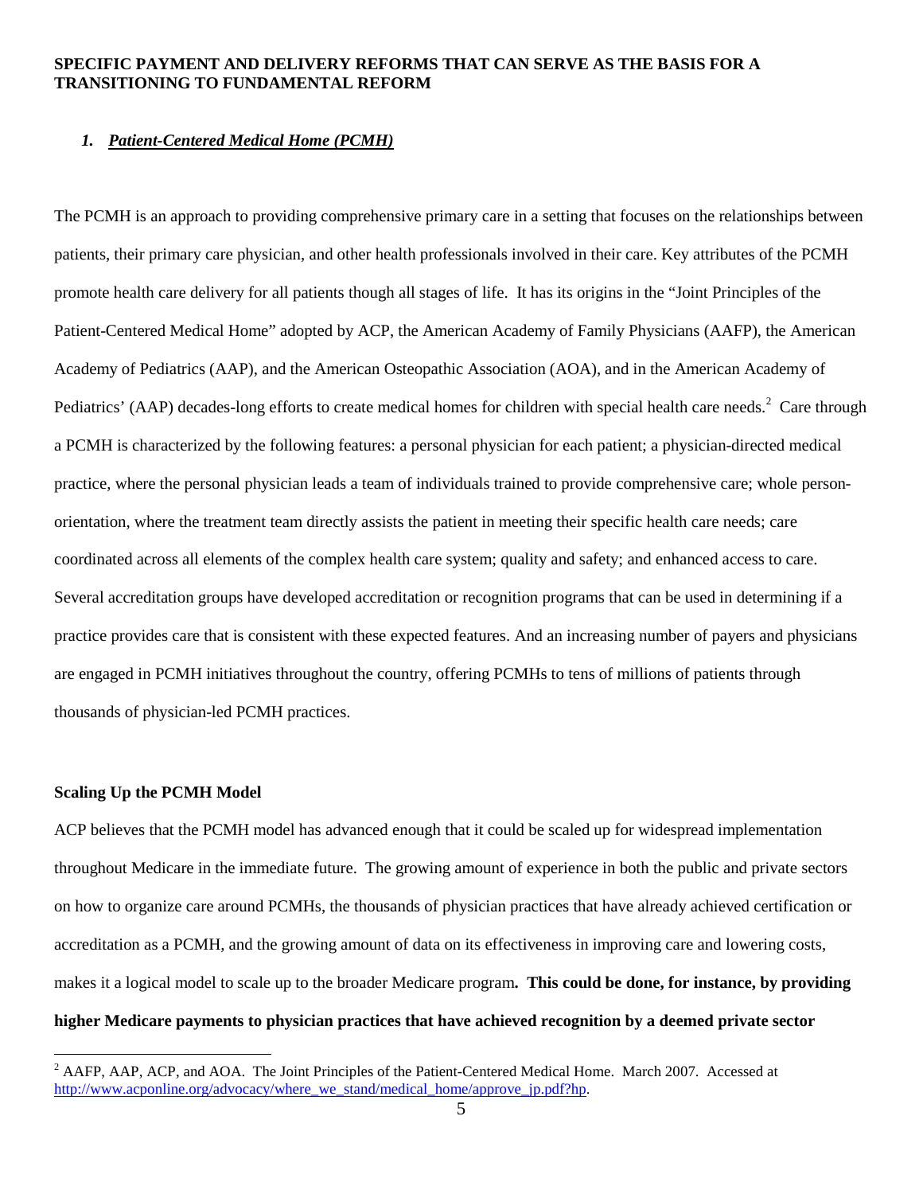**SPECIFIC PAYMENT AND DELIVERY REFORMS THAT CAN SERVE AS THE BASIS FOR A TRANSITIONING TO FUNDAMENTAL REFORM**

## 1. ***Patient-Centered Medical Home (PCMH)***

The PCMH is an approach to providing comprehensive primary care in a setting that focuses on the relationships between patients, their primary care physician, and other health professionals involved in their care. Key attributes of the PCMH promote health care delivery for all patients though all stages of life. It has its origins in the "Joint Principles of the Patient-Centered Medical Home" adopted by ACP, the American Academy of Family Physicians (AAFP), the American Academy of Pediatrics (AAP), and the American Osteopathic Association (AOA), and in the American Academy of Pediatrics' (AAP) decades-long efforts to create medical homes for children with special health care needs.[2] Care through a PCMH is characterized by the following features: a personal physician for each patient; a physician-directed medical practice, where the personal physician leads a team of individuals trained to provide comprehensive care; whole person-orientation, where the treatment team directly assists the patient in meeting their specific health care needs; care coordinated across all elements of the complex health care system; quality and safety; and enhanced access to care. Several accreditation groups have developed accreditation or recognition programs that can be used in determining if a practice provides care that is consistent with these expected features. And an increasing number of payers and physicians are engaged in PCMH initiatives throughout the country, offering PCMHs to tens of millions of patients through thousands of physician-led PCMH practices.

**Scaling Up the PCMH Model**

ACP believes that the PCMH model has advanced enough that it could be scaled up for widespread implementation throughout Medicare in the immediate future. The growing amount of experience in both the public and private sectors on how to organize care around PCMHs, the thousands of physician practices that have already achieved certification or accreditation as a PCMH, and the growing amount of data on its effectiveness in improving care and lowering costs, makes it a logical model to scale up to the broader Medicare program**. This could be done, for instance, by providing higher Medicare payments to physician practices that have achieved recognition by a deemed private sector**

---

[2] AAFP, AAP, ACP, and AOA. The Joint Principles of the Patient-Centered Medical Home. March 2007. Accessed at http://www.acponline.org/advocacy/where_we_stand/medical_home/approve_jp.pdf?hp.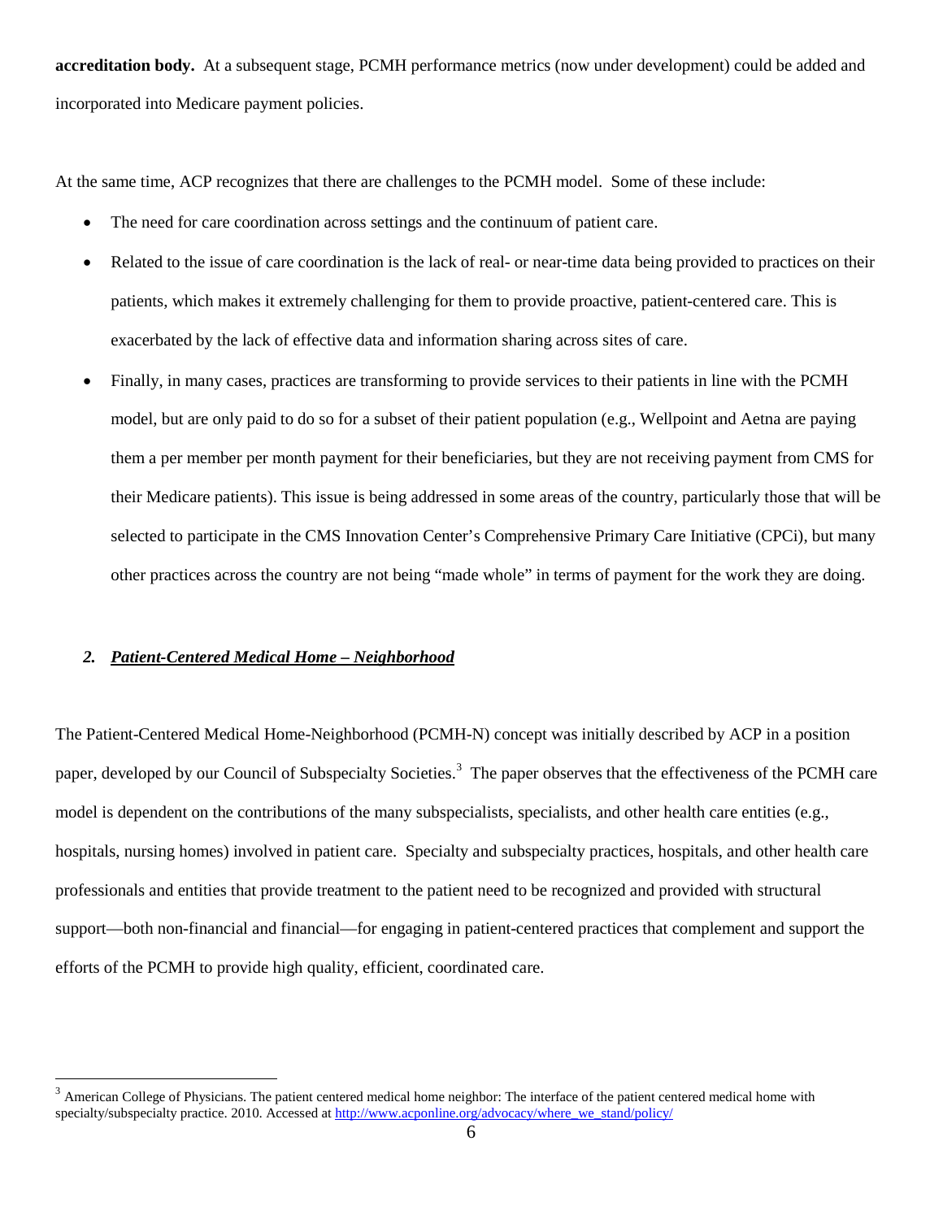**accreditation body.** At a subsequent stage, PCMH performance metrics (now under development) could be added and incorporated into Medicare payment policies.

At the same time, ACP recognizes that there are challenges to the PCMH model. Some of these include:

- The need for care coordination across settings and the continuum of patient care.
- Related to the issue of care coordination is the lack of real- or near-time data being provided to practices on their patients, which makes it extremely challenging for them to provide proactive, patient-centered care. This is exacerbated by the lack of effective data and information sharing across sites of care.
- Finally, in many cases, practices are transforming to provide services to their patients in line with the PCMH model, but are only paid to do so for a subset of their patient population (e.g., Wellpoint and Aetna are paying them a per member per month payment for their beneficiaries, but they are not receiving payment from CMS for their Medicare patients). This issue is being addressed in some areas of the country, particularly those that will be selected to participate in the CMS Innovation Center's Comprehensive Primary Care Initiative (CPCi), but many other practices across the country are not being "made whole" in terms of payment for the work they are doing.

### 2. ***Patient-Centered Medical Home – Neighborhood***

The Patient-Centered Medical Home-Neighborhood (PCMH-N) concept was initially described by ACP in a position paper, developed by our Council of Subspecialty Societies.[3] The paper observes that the effectiveness of the PCMH care model is dependent on the contributions of the many subspecialists, specialists, and other health care entities (e.g., hospitals, nursing homes) involved in patient care. Specialty and subspecialty practices, hospitals, and other health care professionals and entities that provide treatment to the patient need to be recognized and provided with structural support—both non-financial and financial—for engaging in patient-centered practices that complement and support the efforts of the PCMH to provide high quality, efficient, coordinated care.

---

[3] American College of Physicians. The patient centered medical home neighbor: The interface of the patient centered medical home with specialty/subspecialty practice. 2010. Accessed at http://www.acponline.org/advocacy/where_we_stand/policy/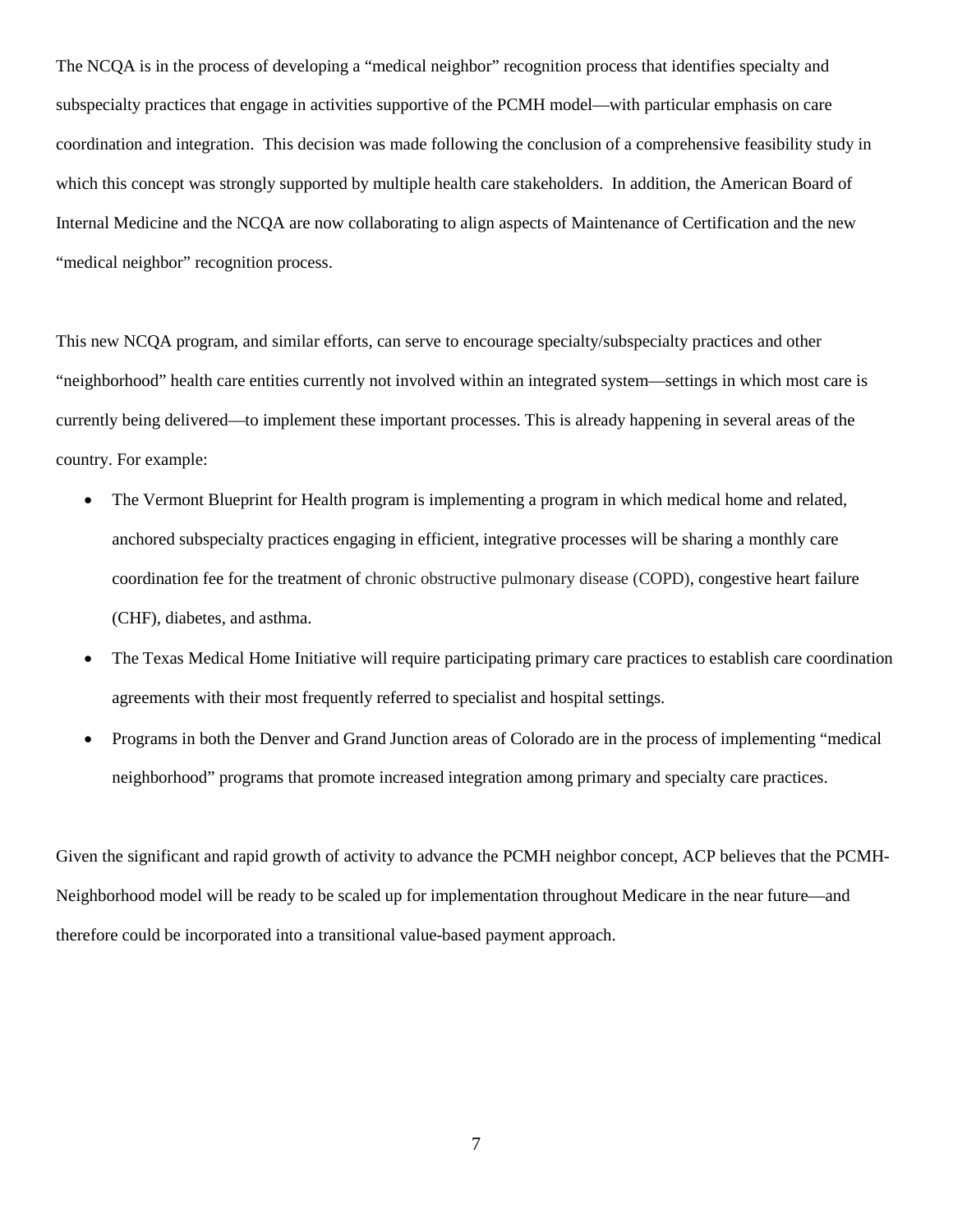The NCQA is in the process of developing a “medical neighbor” recognition process that identifies specialty and subspecialty practices that engage in activities supportive of the PCMH model—with particular emphasis on care coordination and integration. This decision was made following the conclusion of a comprehensive feasibility study in which this concept was strongly supported by multiple health care stakeholders. In addition, the American Board of Internal Medicine and the NCQA are now collaborating to align aspects of Maintenance of Certification and the new “medical neighbor” recognition process.

This new NCQA program, and similar efforts, can serve to encourage specialty/subspecialty practices and other “neighborhood” health care entities currently not involved within an integrated system—settings in which most care is currently being delivered—to implement these important processes. This is already happening in several areas of the country. For example:

- The Vermont Blueprint for Health program is implementing a program in which medical home and related, anchored subspecialty practices engaging in efficient, integrative processes will be sharing a monthly care coordination fee for the treatment of chronic obstructive pulmonary disease (COPD), congestive heart failure (CHF), diabetes, and asthma.
- The Texas Medical Home Initiative will require participating primary care practices to establish care coordination agreements with their most frequently referred to specialist and hospital settings.
- Programs in both the Denver and Grand Junction areas of Colorado are in the process of implementing “medical neighborhood” programs that promote increased integration among primary and specialty care practices.

Given the significant and rapid growth of activity to advance the PCMH neighbor concept, ACP believes that the PCMH-Neighborhood model will be ready to be scaled up for implementation throughout Medicare in the near future—and therefore could be incorporated into a transitional value-based payment approach.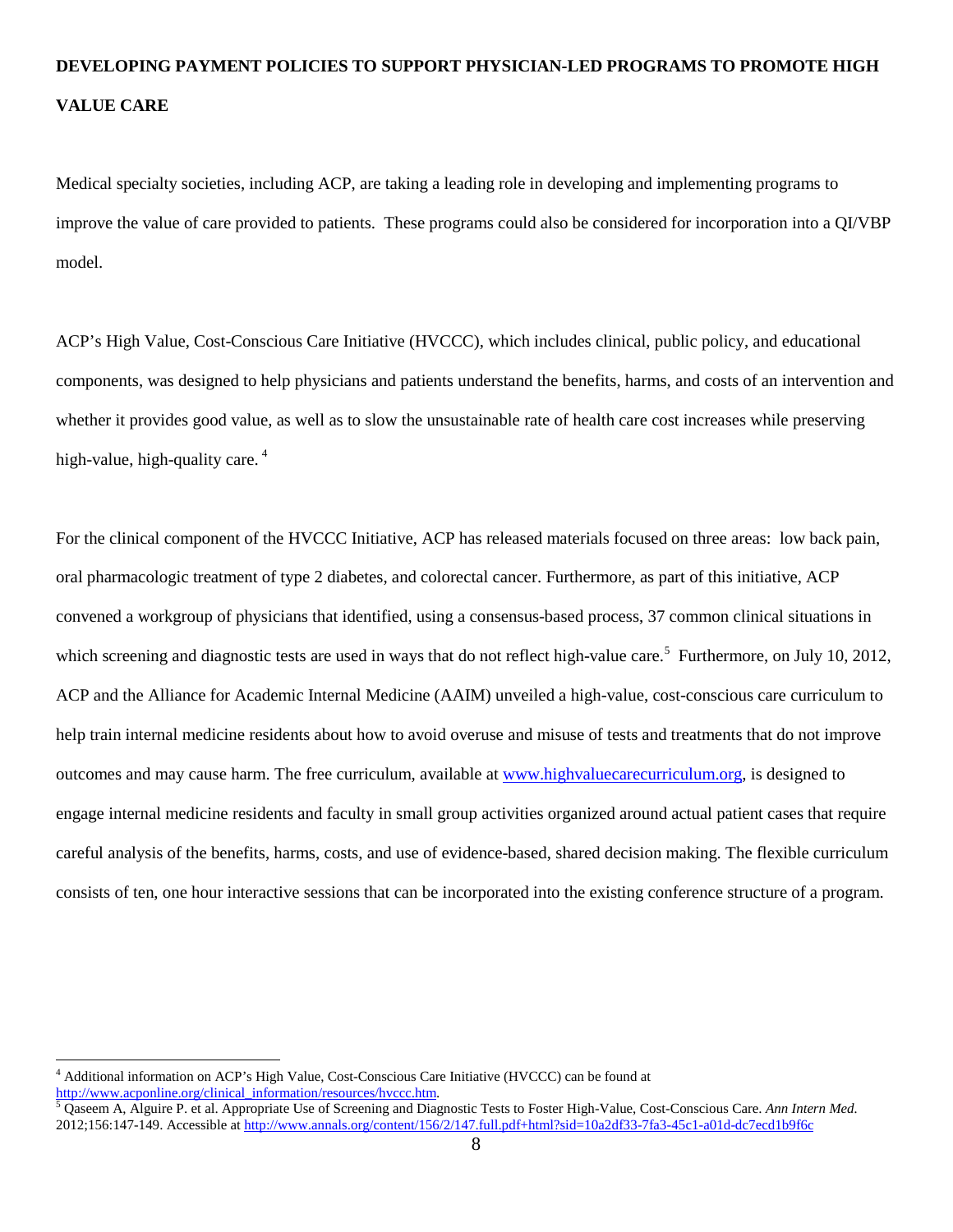**DEVELOPING PAYMENT POLICIES TO SUPPORT PHYSICIAN-LED PROGRAMS TO PROMOTE HIGH VALUE CARE**

Medical specialty societies, including ACP, are taking a leading role in developing and implementing programs to improve the value of care provided to patients. These programs could also be considered for incorporation into a QI/VBP model.

ACP's High Value, Cost-Conscious Care Initiative (HVCCC), which includes clinical, public policy, and educational components, was designed to help physicians and patients understand the benefits, harms, and costs of an intervention and whether it provides good value, as well as to slow the unsustainable rate of health care cost increases while preserving high-value, high-quality care. [4]

For the clinical component of the HVCCC Initiative, ACP has released materials focused on three areas: low back pain, oral pharmacologic treatment of type 2 diabetes, and colorectal cancer. Furthermore, as part of this initiative, ACP convened a workgroup of physicians that identified, using a consensus-based process, 37 common clinical situations in which screening and diagnostic tests are used in ways that do not reflect high-value care.[5] Furthermore, on July 10, 2012, ACP and the Alliance for Academic Internal Medicine (AAIM) unveiled a high-value, cost-conscious care curriculum to help train internal medicine residents about how to avoid overuse and misuse of tests and treatments that do not improve outcomes and may cause harm. The free curriculum, available at [www.highvaluecarecurriculum.org](www.highvaluecarecurriculum.org), is designed to engage internal medicine residents and faculty in small group activities organized around actual patient cases that require careful analysis of the benefits, harms, costs, and use of evidence-based, shared decision making. The flexible curriculum consists of ten, one hour interactive sessions that can be incorporated into the existing conference structure of a program.

---

[4] Additional information on ACP's High Value, Cost-Conscious Care Initiative (HVCCC) can be found at [http://www.acponline.org/clinical_information/resources/hvccc.htm](http://www.acponline.org/clinical_information/resources/hvccc.htm).

[5] Qaseem A, Alguire P. et al. Appropriate Use of Screening and Diagnostic Tests to Foster High-Value, Cost-Conscious Care. *Ann Intern Med.* 2012;156:147-149. Accessible at [http://www.annals.org/content/156/2/147.full.pdf+html?sid=10a2df33-7fa3-45c1-a01d-dc7ecd1b9f6c](http://www.annals.org/content/156/2/147.full.pdf+html?sid=10a2df33-7fa3-45c1-a01d-dc7ecd1b9f6c)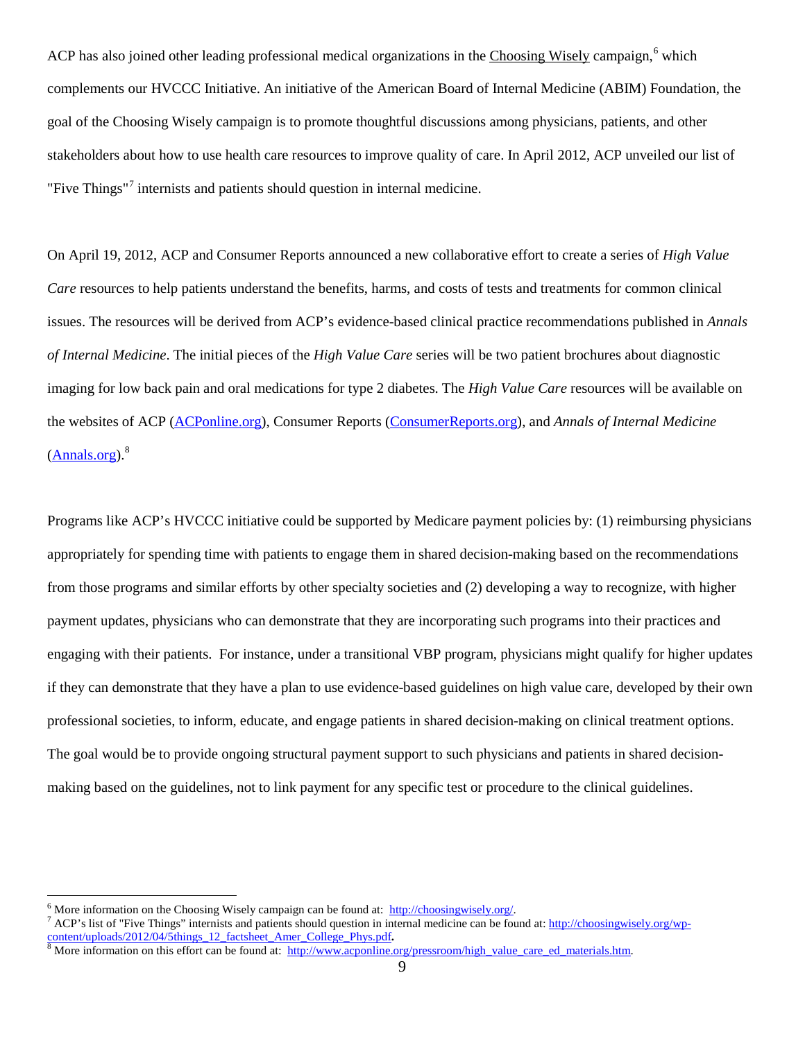ACP has also joined other leading professional medical organizations in the Choosing Wisely campaign,[6] which complements our HVCCC Initiative. An initiative of the American Board of Internal Medicine (ABIM) Foundation, the goal of the Choosing Wisely campaign is to promote thoughtful discussions among physicians, patients, and other stakeholders about how to use health care resources to improve quality of care. In April 2012, ACP unveiled our list of "Five Things"[7] internists and patients should question in internal medicine.

On April 19, 2012, ACP and Consumer Reports announced a new collaborative effort to create a series of *High Value Care* resources to help patients understand the benefits, harms, and costs of tests and treatments for common clinical issues. The resources will be derived from ACP's evidence-based clinical practice recommendations published in *Annals of Internal Medicine*. The initial pieces of the *High Value Care* series will be two patient brochures about diagnostic imaging for low back pain and oral medications for type 2 diabetes. The *High Value Care* resources will be available on the websites of ACP (ACPonline.org), Consumer Reports (ConsumerReports.org), and *Annals of Internal Medicine* (Annals.org).[8]

Programs like ACP's HVCCC initiative could be supported by Medicare payment policies by: (1) reimbursing physicians appropriately for spending time with patients to engage them in shared decision-making based on the recommendations from those programs and similar efforts by other specialty societies and (2) developing a way to recognize, with higher payment updates, physicians who can demonstrate that they are incorporating such programs into their practices and engaging with their patients. For instance, under a transitional VBP program, physicians might qualify for higher updates if they can demonstrate that they have a plan to use evidence-based guidelines on high value care, developed by their own professional societies, to inform, educate, and engage patients in shared decision-making on clinical treatment options. The goal would be to provide ongoing structural payment support to such physicians and patients in shared decision-making based on the guidelines, not to link payment for any specific test or procedure to the clinical guidelines.

---

[6] More information on the Choosing Wisely campaign can be found at: http://choosingwisely.org/.

[7] ACP's list of "Five Things" internists and patients should question in internal medicine can be found at: http://choosingwisely.org/wp-content/uploads/2012/04/5things_12_factsheet_Amer_College_Phys.pdf.

[8] More information on this effort can be found at: http://www.acponline.org/pressroom/high_value_care_ed_materials.htm.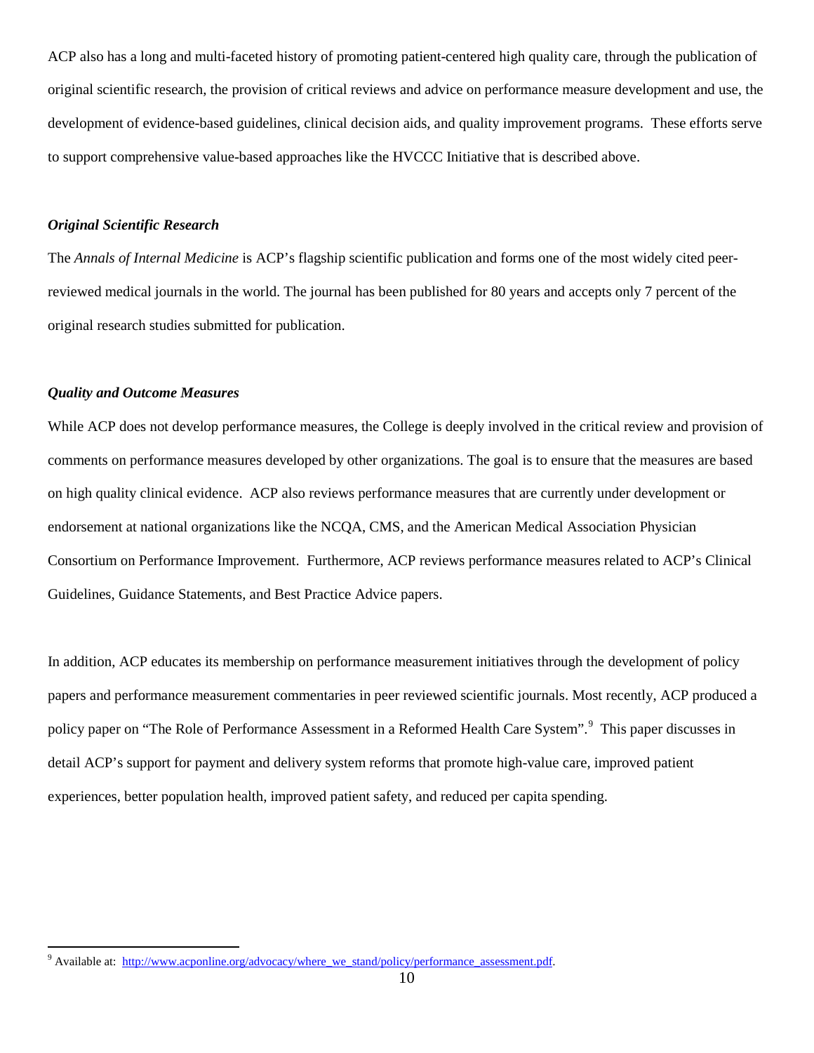ACP also has a long and multi-faceted history of promoting patient-centered high quality care, through the publication of original scientific research, the provision of critical reviews and advice on performance measure development and use, the development of evidence-based guidelines, clinical decision aids, and quality improvement programs. These efforts serve to support comprehensive value-based approaches like the HVCCC Initiative that is described above.

***Original Scientific Research***

The *Annals of Internal Medicine* is ACP's flagship scientific publication and forms one of the most widely cited peer-reviewed medical journals in the world. The journal has been published for 80 years and accepts only 7 percent of the original research studies submitted for publication.

***Quality and Outcome Measures***

While ACP does not develop performance measures, the College is deeply involved in the critical review and provision of comments on performance measures developed by other organizations. The goal is to ensure that the measures are based on high quality clinical evidence. ACP also reviews performance measures that are currently under development or endorsement at national organizations like the NCQA, CMS, and the American Medical Association Physician Consortium on Performance Improvement. Furthermore, ACP reviews performance measures related to ACP's Clinical Guidelines, Guidance Statements, and Best Practice Advice papers.

In addition, ACP educates its membership on performance measurement initiatives through the development of policy papers and performance measurement commentaries in peer reviewed scientific journals. Most recently, ACP produced a policy paper on "The Role of Performance Assessment in a Reformed Health Care System".[9] This paper discusses in detail ACP's support for payment and delivery system reforms that promote high-value care, improved patient experiences, better population health, improved patient safety, and reduced per capita spending.

---

[9] Available at: http://www.acponline.org/advocacy/where_we_stand/policy/performance_assessment.pdf.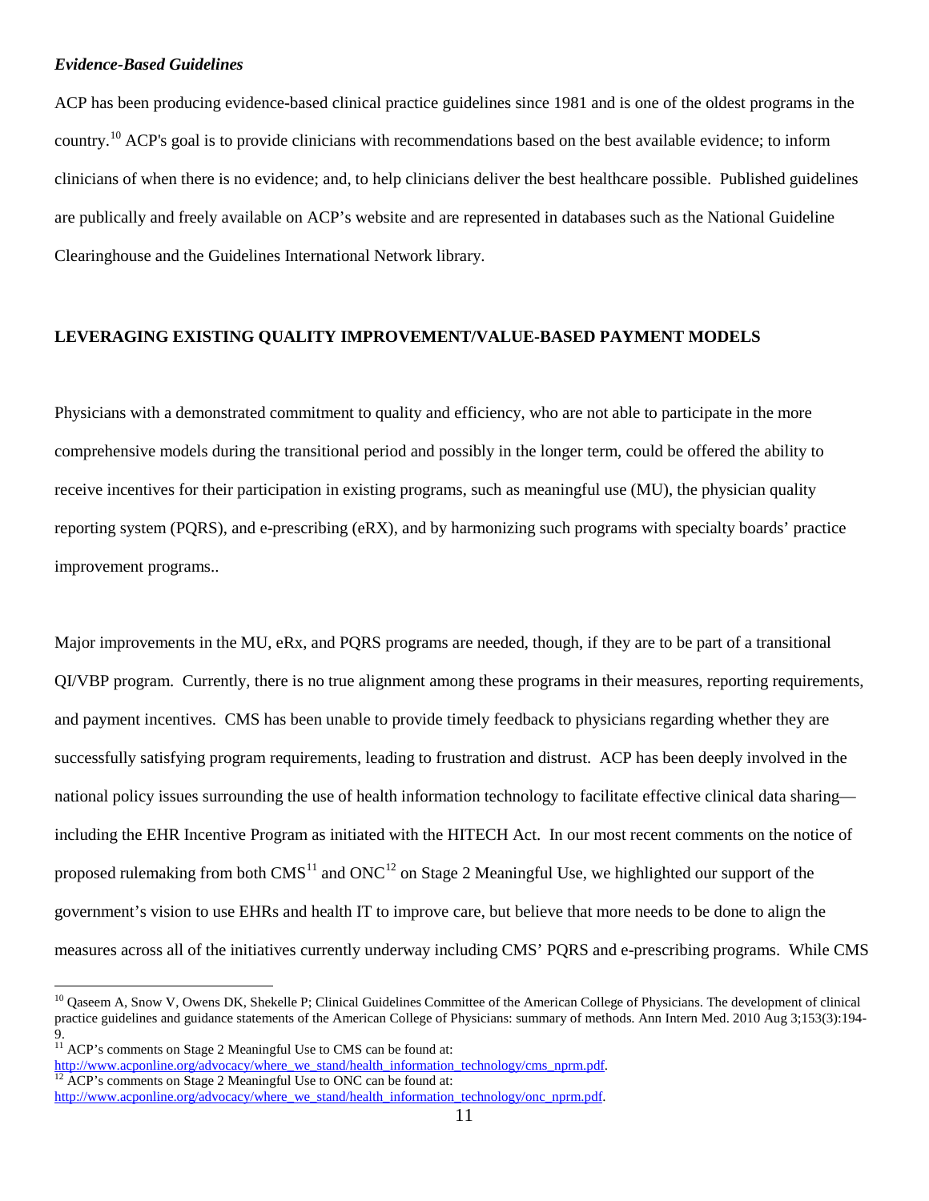### *Evidence-Based Guidelines*

ACP has been producing evidence-based clinical practice guidelines since 1981 and is one of the oldest programs in the country.[10] ACP's goal is to provide clinicians with recommendations based on the best available evidence; to inform clinicians of when there is no evidence; and, to help clinicians deliver the best healthcare possible. Published guidelines are publically and freely available on ACP's website and are represented in databases such as the National Guideline Clearinghouse and the Guidelines International Network library.

## LEVERAGING EXISTING QUALITY IMPROVEMENT/VALUE-BASED PAYMENT MODELS

Physicians with a demonstrated commitment to quality and efficiency, who are not able to participate in the more comprehensive models during the transitional period and possibly in the longer term, could be offered the ability to receive incentives for their participation in existing programs, such as meaningful use (MU), the physician quality reporting system (PQRS), and e-prescribing (eRX), and by harmonizing such programs with specialty boards' practice improvement programs..

Major improvements in the MU, eRx, and PQRS programs are needed, though, if they are to be part of a transitional QI/VBP program. Currently, there is no true alignment among these programs in their measures, reporting requirements, and payment incentives. CMS has been unable to provide timely feedback to physicians regarding whether they are successfully satisfying program requirements, leading to frustration and distrust. ACP has been deeply involved in the national policy issues surrounding the use of health information technology to facilitate effective clinical data sharing—including the EHR Incentive Program as initiated with the HITECH Act. In our most recent comments on the notice of proposed rulemaking from both CMS[11] and ONC[12] on Stage 2 Meaningful Use, we highlighted our support of the government's vision to use EHRs and health IT to improve care, but believe that more needs to be done to align the measures across all of the initiatives currently underway including CMS' PQRS and e-prescribing programs. While CMS

---

[10] Qaseem A, Snow V, Owens DK, Shekelle P; Clinical Guidelines Committee of the American College of Physicians. The development of clinical practice guidelines and guidance statements of the American College of Physicians: summary of methods. Ann Intern Med. 2010 Aug 3;153(3):194-9.

[11] ACP's comments on Stage 2 Meaningful Use to CMS can be found at: http://www.acponline.org/advocacy/where_we_stand/health_information_technology/cms_nprm.pdf.

[12] ACP's comments on Stage 2 Meaningful Use to ONC can be found at: http://www.acponline.org/advocacy/where_we_stand/health_information_technology/onc_nprm.pdf.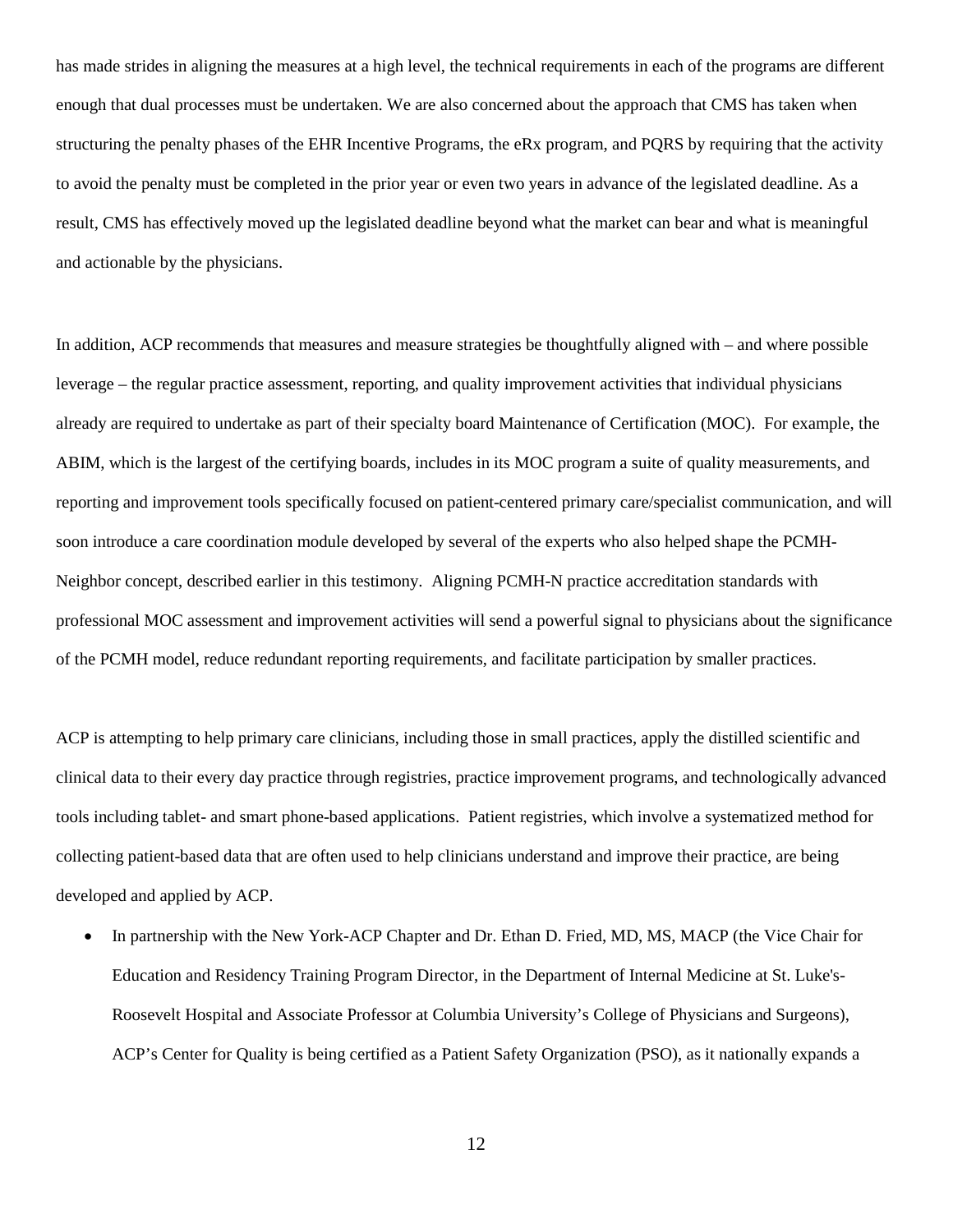has made strides in aligning the measures at a high level, the technical requirements in each of the programs are different enough that dual processes must be undertaken. We are also concerned about the approach that CMS has taken when structuring the penalty phases of the EHR Incentive Programs, the eRx program, and PQRS by requiring that the activity to avoid the penalty must be completed in the prior year or even two years in advance of the legislated deadline. As a result, CMS has effectively moved up the legislated deadline beyond what the market can bear and what is meaningful and actionable by the physicians.

In addition, ACP recommends that measures and measure strategies be thoughtfully aligned with – and where possible leverage – the regular practice assessment, reporting, and quality improvement activities that individual physicians already are required to undertake as part of their specialty board Maintenance of Certification (MOC). For example, the ABIM, which is the largest of the certifying boards, includes in its MOC program a suite of quality measurements, and reporting and improvement tools specifically focused on patient-centered primary care/specialist communication, and will soon introduce a care coordination module developed by several of the experts who also helped shape the PCMH-Neighbor concept, described earlier in this testimony. Aligning PCMH-N practice accreditation standards with professional MOC assessment and improvement activities will send a powerful signal to physicians about the significance of the PCMH model, reduce redundant reporting requirements, and facilitate participation by smaller practices.

ACP is attempting to help primary care clinicians, including those in small practices, apply the distilled scientific and clinical data to their every day practice through registries, practice improvement programs, and technologically advanced tools including tablet- and smart phone-based applications. Patient registries, which involve a systematized method for collecting patient-based data that are often used to help clinicians understand and improve their practice, are being developed and applied by ACP.

- In partnership with the New York-ACP Chapter and Dr. Ethan D. Fried, MD, MS, MACP (the Vice Chair for Education and Residency Training Program Director, in the Department of Internal Medicine at St. Luke's-Roosevelt Hospital and Associate Professor at Columbia University's College of Physicians and Surgeons), ACP's Center for Quality is being certified as a Patient Safety Organization (PSO), as it nationally expands a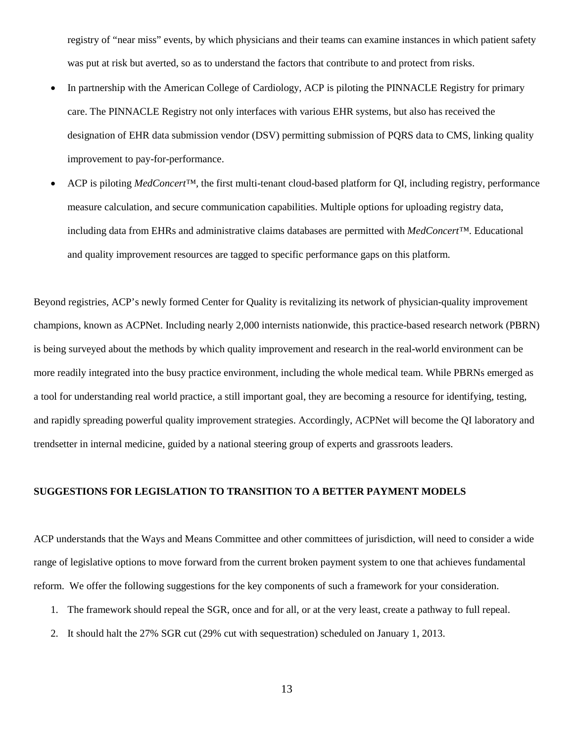registry of "near miss" events, by which physicians and their teams can examine instances in which patient safety was put at risk but averted, so as to understand the factors that contribute to and protect from risks.

- In partnership with the American College of Cardiology, ACP is piloting the PINNACLE Registry for primary care. The PINNACLE Registry not only interfaces with various EHR systems, but also has received the designation of EHR data submission vendor (DSV) permitting submission of PQRS data to CMS, linking quality improvement to pay-for-performance.
- ACP is piloting *MedConcert™*, the first multi-tenant cloud-based platform for QI, including registry, performance measure calculation, and secure communication capabilities. Multiple options for uploading registry data, including data from EHRs and administrative claims databases are permitted with *MedConcert™*. Educational and quality improvement resources are tagged to specific performance gaps on this platform.

Beyond registries, ACP's newly formed Center for Quality is revitalizing its network of physician-quality improvement champions, known as ACPNet. Including nearly 2,000 internists nationwide, this practice-based research network (PBRN) is being surveyed about the methods by which quality improvement and research in the real-world environment can be more readily integrated into the busy practice environment, including the whole medical team. While PBRNs emerged as a tool for understanding real world practice, a still important goal, they are becoming a resource for identifying, testing, and rapidly spreading powerful quality improvement strategies. Accordingly, ACPNet will become the QI laboratory and trendsetter in internal medicine, guided by a national steering group of experts and grassroots leaders.

**SUGGESTIONS FOR LEGISLATION TO TRANSITION TO A BETTER PAYMENT MODELS**

ACP understands that the Ways and Means Committee and other committees of jurisdiction, will need to consider a wide range of legislative options to move forward from the current broken payment system to one that achieves fundamental reform. We offer the following suggestions for the key components of such a framework for your consideration.

1. The framework should repeal the SGR, once and for all, or at the very least, create a pathway to full repeal.
2. It should halt the 27% SGR cut (29% cut with sequestration) scheduled on January 1, 2013.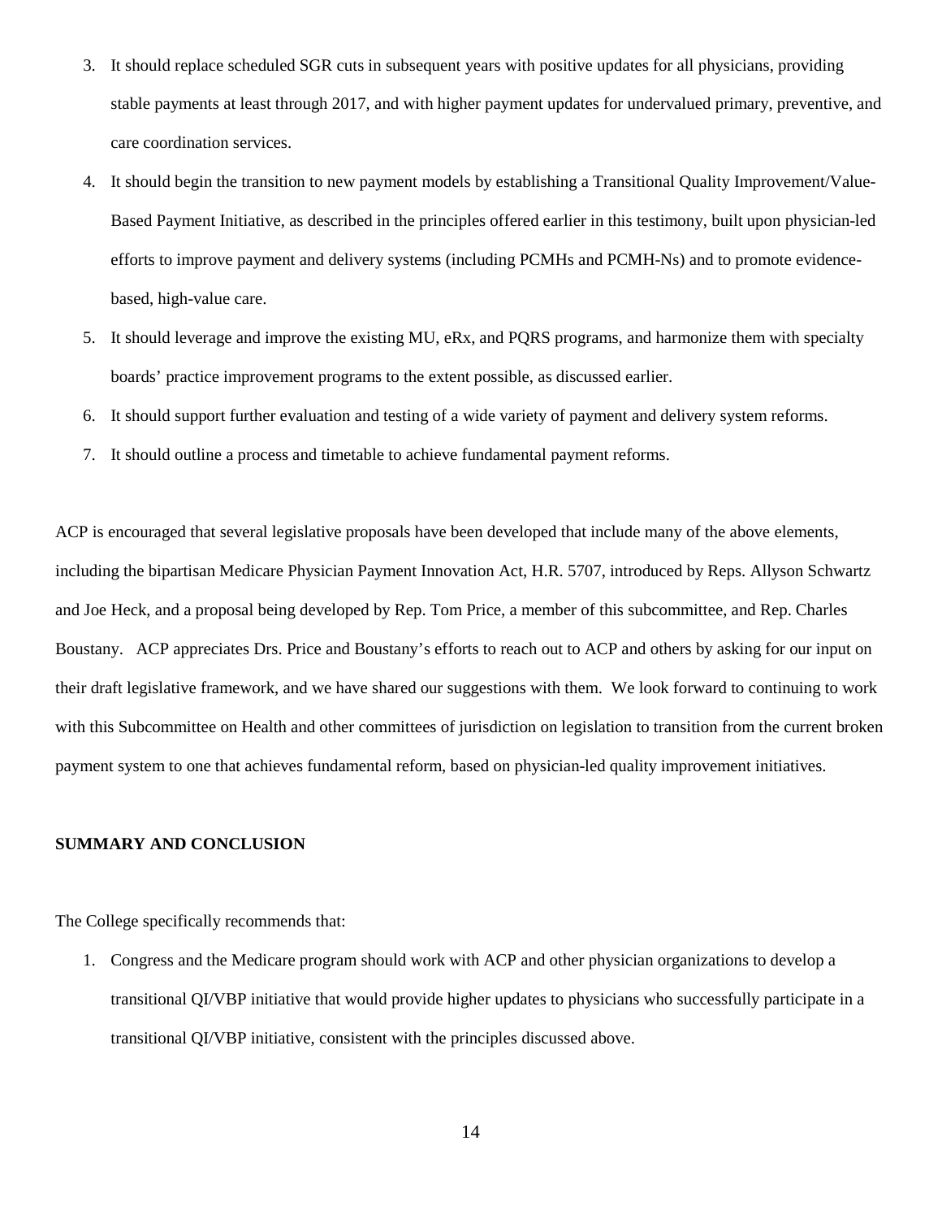3. It should replace scheduled SGR cuts in subsequent years with positive updates for all physicians, providing stable payments at least through 2017, and with higher payment updates for undervalued primary, preventive, and care coordination services.
4. It should begin the transition to new payment models by establishing a Transitional Quality Improvement/Value-Based Payment Initiative, as described in the principles offered earlier in this testimony, built upon physician-led efforts to improve payment and delivery systems (including PCMHs and PCMH-Ns) and to promote evidence-based, high-value care.
5. It should leverage and improve the existing MU, eRx, and PQRS programs, and harmonize them with specialty boards' practice improvement programs to the extent possible, as discussed earlier.
6. It should support further evaluation and testing of a wide variety of payment and delivery system reforms.
7. It should outline a process and timetable to achieve fundamental payment reforms.

ACP is encouraged that several legislative proposals have been developed that include many of the above elements, including the bipartisan Medicare Physician Payment Innovation Act, H.R. 5707, introduced by Reps. Allyson Schwartz and Joe Heck, and a proposal being developed by Rep. Tom Price, a member of this subcommittee, and Rep. Charles Boustany. ACP appreciates Drs. Price and Boustany's efforts to reach out to ACP and others by asking for our input on their draft legislative framework, and we have shared our suggestions with them. We look forward to continuing to work with this Subcommittee on Health and other committees of jurisdiction on legislation to transition from the current broken payment system to one that achieves fundamental reform, based on physician-led quality improvement initiatives.

**SUMMARY AND CONCLUSION**

The College specifically recommends that:

1. Congress and the Medicare program should work with ACP and other physician organizations to develop a transitional QI/VBP initiative that would provide higher updates to physicians who successfully participate in a transitional QI/VBP initiative, consistent with the principles discussed above.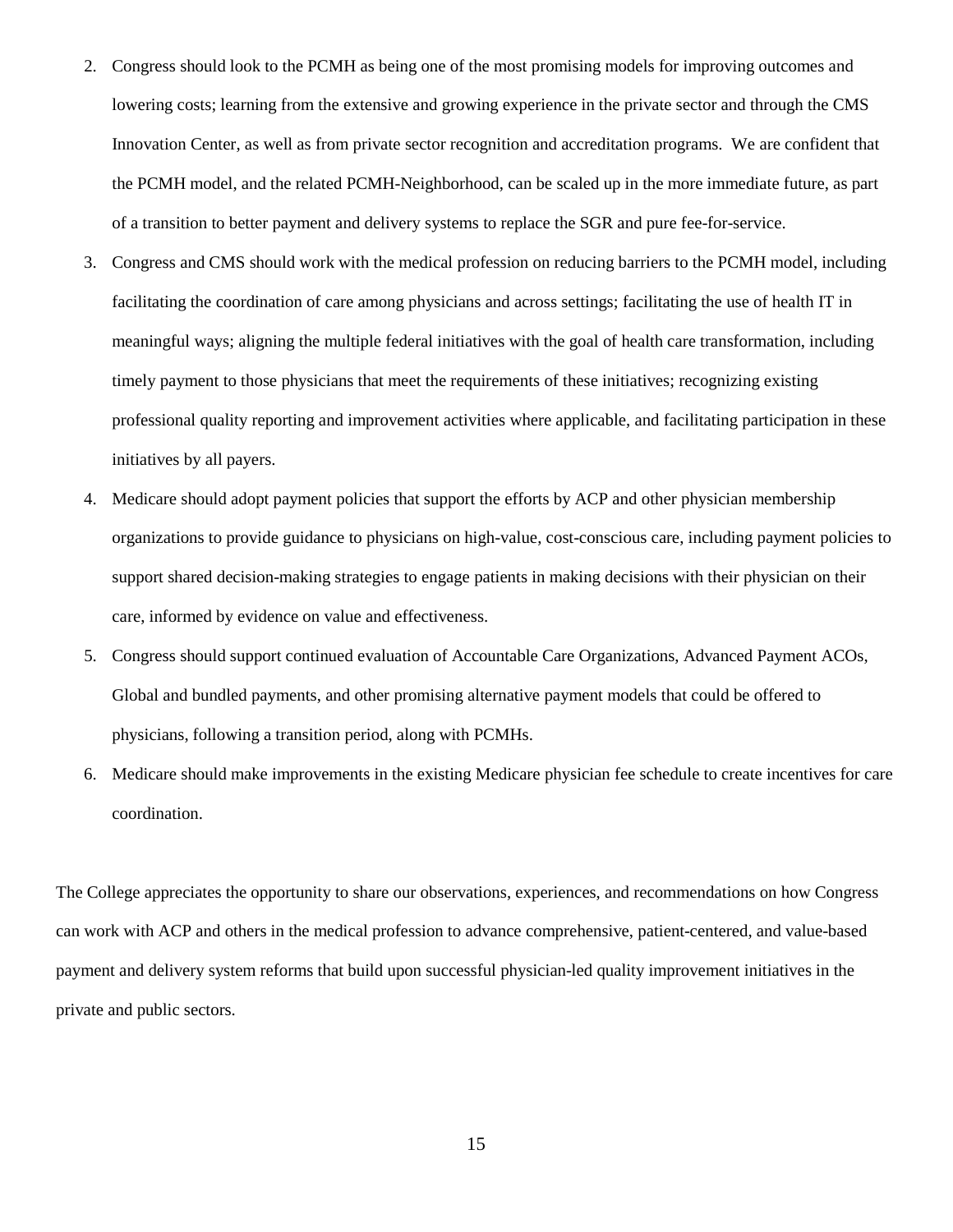2. Congress should look to the PCMH as being one of the most promising models for improving outcomes and lowering costs; learning from the extensive and growing experience in the private sector and through the CMS Innovation Center, as well as from private sector recognition and accreditation programs. We are confident that the PCMH model, and the related PCMH-Neighborhood, can be scaled up in the more immediate future, as part of a transition to better payment and delivery systems to replace the SGR and pure fee-for-service.
3. Congress and CMS should work with the medical profession on reducing barriers to the PCMH model, including facilitating the coordination of care among physicians and across settings; facilitating the use of health IT in meaningful ways; aligning the multiple federal initiatives with the goal of health care transformation, including timely payment to those physicians that meet the requirements of these initiatives; recognizing existing professional quality reporting and improvement activities where applicable, and facilitating participation in these initiatives by all payers.
4. Medicare should adopt payment policies that support the efforts by ACP and other physician membership organizations to provide guidance to physicians on high-value, cost-conscious care, including payment policies to support shared decision-making strategies to engage patients in making decisions with their physician on their care, informed by evidence on value and effectiveness.
5. Congress should support continued evaluation of Accountable Care Organizations, Advanced Payment ACOs, Global and bundled payments, and other promising alternative payment models that could be offered to physicians, following a transition period, along with PCMHs.
6. Medicare should make improvements in the existing Medicare physician fee schedule to create incentives for care coordination.

The College appreciates the opportunity to share our observations, experiences, and recommendations on how Congress can work with ACP and others in the medical profession to advance comprehensive, patient-centered, and value-based payment and delivery system reforms that build upon successful physician-led quality improvement initiatives in the private and public sectors.